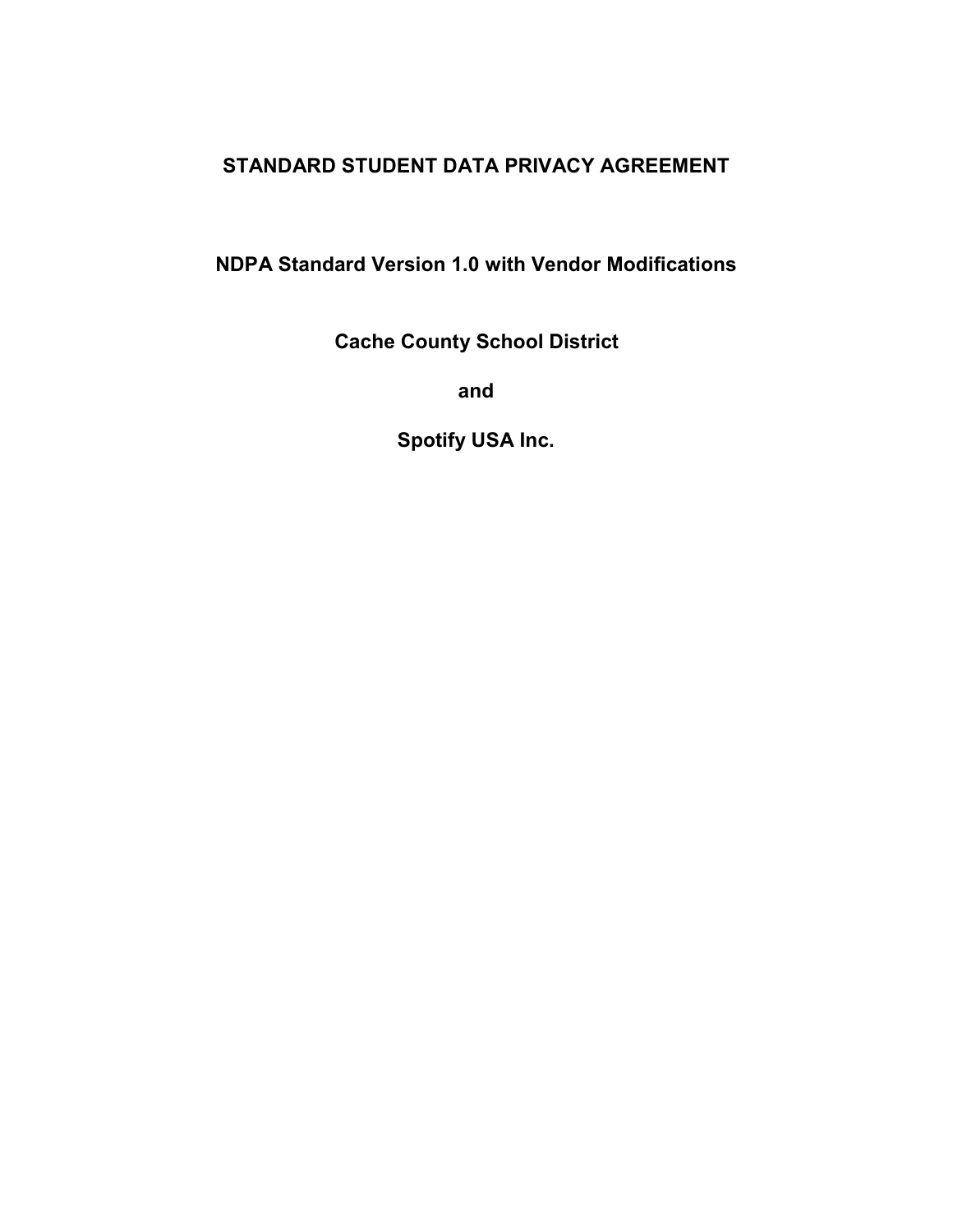# STANDARD STUDENT DATA PRIVACY AGREEMENT

## NDPA Standard Version 1.0 with Vendor Modifications

**Cache County School District**

**and**

**Spotify USA Inc.**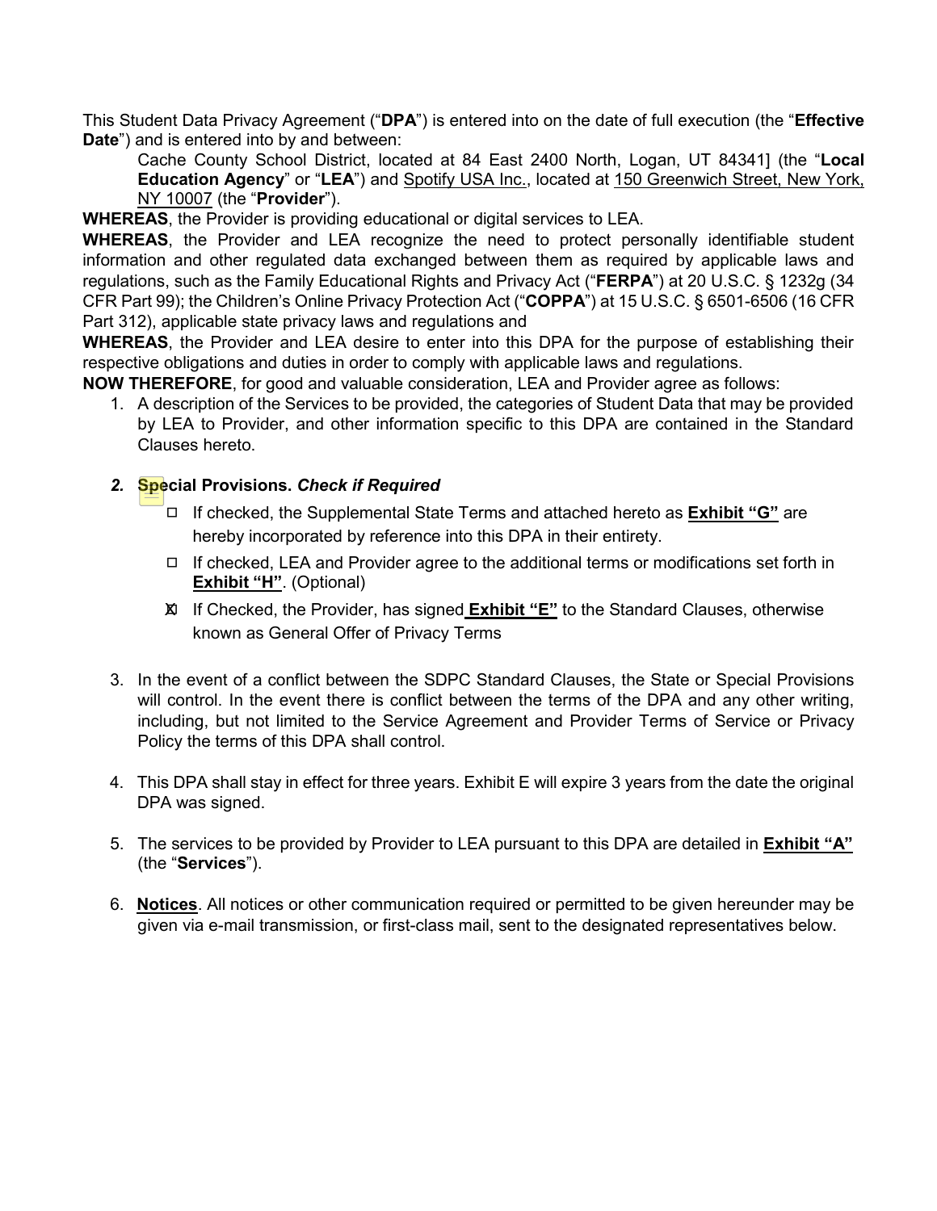This Student Data Privacy Agreement ("**DPA**") is entered into on the date of full execution (the "**Effective Date**") and is entered into by and between:

Cache County School District, located at 84 East 2400 North, Logan, UT 84341] (the "**Local Education Agency**" or "**LEA**") and Spotify USA Inc., located at 150 Greenwich Street, New York, NY 10007 (the "**Provider**").

**WHEREAS**, the Provider is providing educational or digital services to LEA.

**WHEREAS**, the Provider and LEA recognize the need to protect personally identifiable student information and other regulated data exchanged between them as required by applicable laws and regulations, such as the Family Educational Rights and Privacy Act ("**FERPA**") at 20 U.S.C. § 1232g (34 CFR Part 99); the Children's Online Privacy Protection Act ("**COPPA**") at 15 U.S.C. § 6501-6506 (16 CFR Part 312), applicable state privacy laws and regulations and

**WHEREAS**, the Provider and LEA desire to enter into this DPA for the purpose of establishing their respective obligations and duties in order to comply with applicable laws and regulations.

**NOW THEREFORE**, for good and valuable consideration, LEA and Provider agree as follows:

1. A description of the Services to be provided, the categories of Student Data that may be provided by LEA to Provider, and other information specific to this DPA are contained in the Standard Clauses hereto.

2. ***Special Provisions.** Check if Required*
   - ☐ If checked, the Supplemental State Terms and attached hereto as **Exhibit "G"** are hereby incorporated by reference into this DPA in their entirety.
   - ☐ If checked, LEA and Provider agree to the additional terms or modifications set forth in **Exhibit "H"**. (Optional)
   - ☒ If Checked, the Provider, has signed **Exhibit "E"** to the Standard Clauses, otherwise known as General Offer of Privacy Terms

3. In the event of a conflict between the SDPC Standard Clauses, the State or Special Provisions will control. In the event there is conflict between the terms of the DPA and any other writing, including, but not limited to the Service Agreement and Provider Terms of Service or Privacy Policy the terms of this DPA shall control.

4. This DPA shall stay in effect for three years. Exhibit E will expire 3 years from the date the original DPA was signed.

5. The services to be provided by Provider to LEA pursuant to this DPA are detailed in **Exhibit "A"** (the "**Services**").

6. **Notices**. All notices or other communication required or permitted to be given hereunder may be given via e-mail transmission, or first-class mail, sent to the designated representatives below.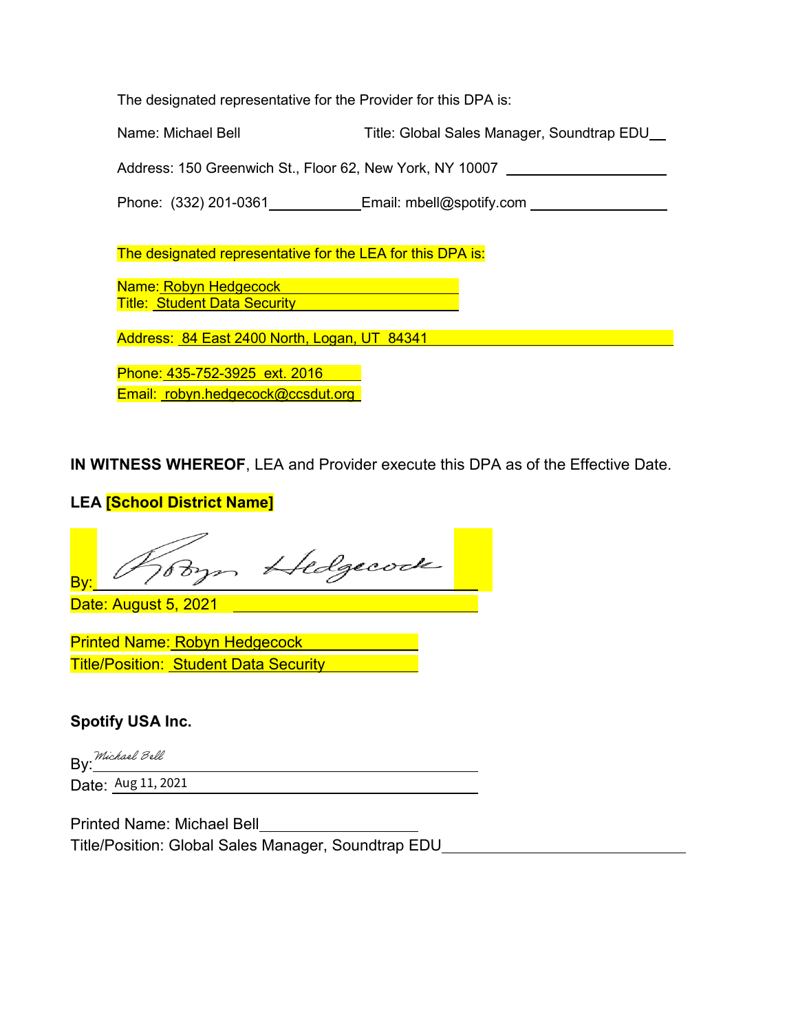The designated representative for the Provider for this DPA is:

Name: Michael Bell Title: Global Sales Manager, Soundtrap EDU

Address: 150 Greenwich St., Floor 62, New York, NY 10007

Phone: (332) 201-0361 Email: mbell@spotify.com

The designated representative for the LEA for this DPA is:

Name: Robyn Hedgecock
Title: Student Data Security

Address: 84 East 2400 North, Logan, UT 84341

Phone: 435-752-3925 ext. 2016
Email: robyn.hedgecock@ccsdut.org

**IN WITNESS WHEREOF**, LEA and Provider execute this DPA as of the Effective Date.

**LEA [School District Name]**

By: Robyn Hedgecock
Date: August 5, 2021

Printed Name: Robyn Hedgecock
Title/Position: Student Data Security

**Spotify USA Inc.**

By: Michael Bell
Date: Aug 11, 2021

Printed Name: Michael Bell
Title/Position: Global Sales Manager, Soundtrap EDU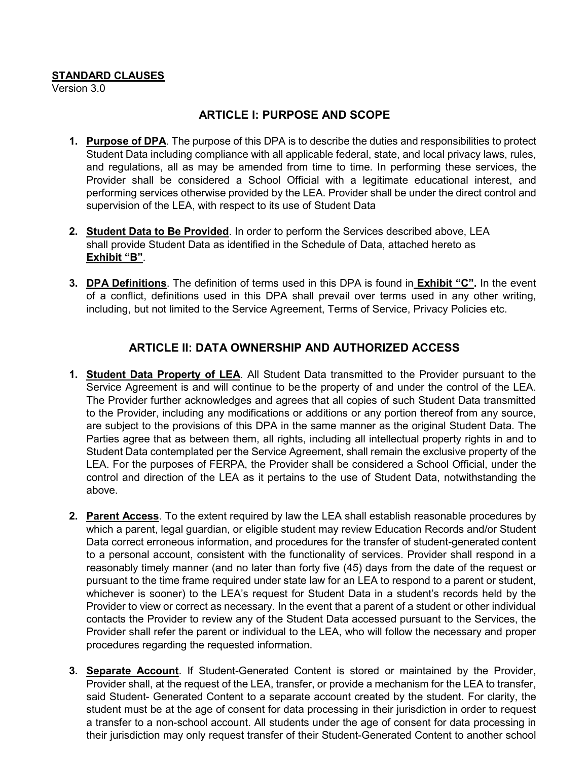**STANDARD CLAUSES**
Version 3.0

## ARTICLE I: PURPOSE AND SCOPE

1. **Purpose of DPA**. The purpose of this DPA is to describe the duties and responsibilities to protect Student Data including compliance with all applicable federal, state, and local privacy laws, rules, and regulations, all as may be amended from time to time. In performing these services, the Provider shall be considered a School Official with a legitimate educational interest, and performing services otherwise provided by the LEA. Provider shall be under the direct control and supervision of the LEA, with respect to its use of Student Data

2. **Student Data to Be Provided**. In order to perform the Services described above, LEA shall provide Student Data as identified in the Schedule of Data, attached hereto as **Exhibit "B"**.

3. **DPA Definitions**. The definition of terms used in this DPA is found in **Exhibit "C".** In the event of a conflict, definitions used in this DPA shall prevail over terms used in any other writing, including, but not limited to the Service Agreement, Terms of Service, Privacy Policies etc.

## ARTICLE II: DATA OWNERSHIP AND AUTHORIZED ACCESS

1. **Student Data Property of LEA**. All Student Data transmitted to the Provider pursuant to the Service Agreement is and will continue to be the property of and under the control of the LEA. The Provider further acknowledges and agrees that all copies of such Student Data transmitted to the Provider, including any modifications or additions or any portion thereof from any source, are subject to the provisions of this DPA in the same manner as the original Student Data. The Parties agree that as between them, all rights, including all intellectual property rights in and to Student Data contemplated per the Service Agreement, shall remain the exclusive property of the LEA. For the purposes of FERPA, the Provider shall be considered a School Official, under the control and direction of the LEA as it pertains to the use of Student Data, notwithstanding the above.

2. **Parent Access**. To the extent required by law the LEA shall establish reasonable procedures by which a parent, legal guardian, or eligible student may review Education Records and/or Student Data correct erroneous information, and procedures for the transfer of student-generated content to a personal account, consistent with the functionality of services. Provider shall respond in a reasonably timely manner (and no later than forty five (45) days from the date of the request or pursuant to the time frame required under state law for an LEA to respond to a parent or student, whichever is sooner) to the LEA's request for Student Data in a student's records held by the Provider to view or correct as necessary. In the event that a parent of a student or other individual contacts the Provider to review any of the Student Data accessed pursuant to the Services, the Provider shall refer the parent or individual to the LEA, who will follow the necessary and proper procedures regarding the requested information.

3. **Separate Account**. If Student-Generated Content is stored or maintained by the Provider, Provider shall, at the request of the LEA, transfer, or provide a mechanism for the LEA to transfer, said Student- Generated Content to a separate account created by the student. For clarity, the student must be at the age of consent for data processing in their jurisdiction in order to request a transfer to a non-school account. All students under the age of consent for data processing in their jurisdiction may only request transfer of their Student-Generated Content to another school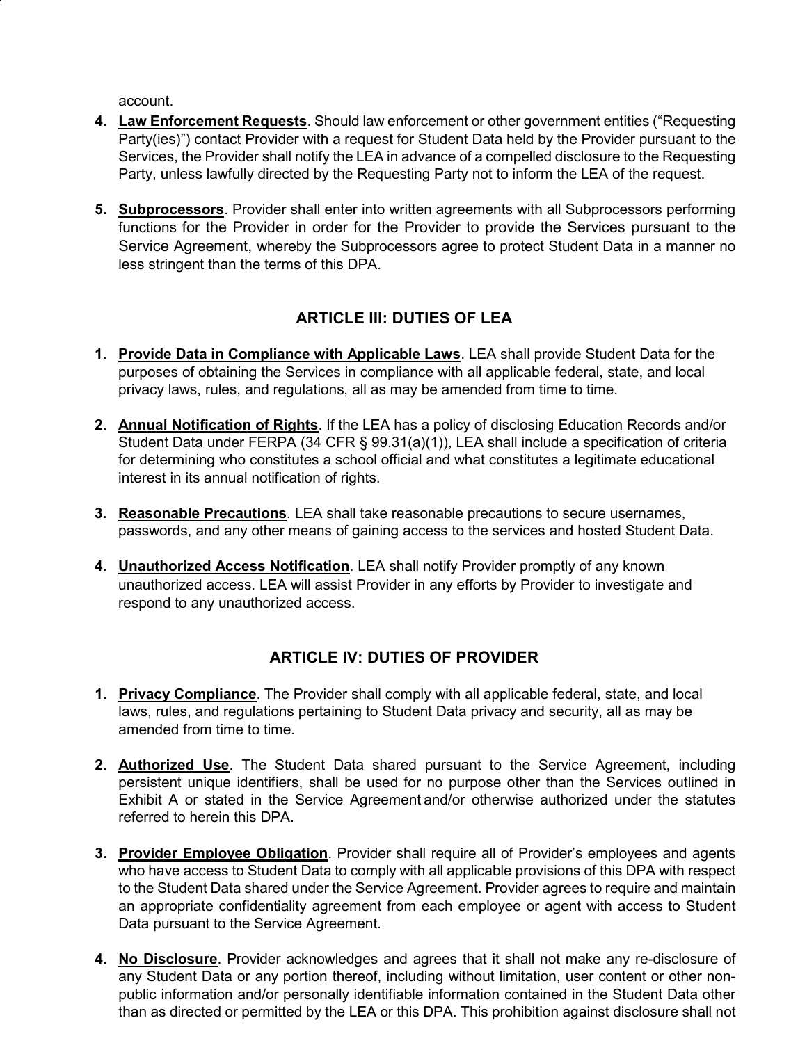account.

4. **Law Enforcement Requests**. Should law enforcement or other government entities ("Requesting Party(ies)") contact Provider with a request for Student Data held by the Provider pursuant to the Services, the Provider shall notify the LEA in advance of a compelled disclosure to the Requesting Party, unless lawfully directed by the Requesting Party not to inform the LEA of the request.

5. **Subprocessors**. Provider shall enter into written agreements with all Subprocessors performing functions for the Provider in order for the Provider to provide the Services pursuant to the Service Agreement, whereby the Subprocessors agree to protect Student Data in a manner no less stringent than the terms of this DPA.

## ARTICLE III: DUTIES OF LEA

1. **Provide Data in Compliance with Applicable Laws**. LEA shall provide Student Data for the purposes of obtaining the Services in compliance with all applicable federal, state, and local privacy laws, rules, and regulations, all as may be amended from time to time.

2. **Annual Notification of Rights**. If the LEA has a policy of disclosing Education Records and/or Student Data under FERPA (34 CFR § 99.31(a)(1)), LEA shall include a specification of criteria for determining who constitutes a school official and what constitutes a legitimate educational interest in its annual notification of rights.

3. **Reasonable Precautions**. LEA shall take reasonable precautions to secure usernames, passwords, and any other means of gaining access to the services and hosted Student Data.

4. **Unauthorized Access Notification**. LEA shall notify Provider promptly of any known unauthorized access. LEA will assist Provider in any efforts by Provider to investigate and respond to any unauthorized access.

## ARTICLE IV: DUTIES OF PROVIDER

1. **Privacy Compliance**. The Provider shall comply with all applicable federal, state, and local laws, rules, and regulations pertaining to Student Data privacy and security, all as may be amended from time to time.

2. **Authorized Use**. The Student Data shared pursuant to the Service Agreement, including persistent unique identifiers, shall be used for no purpose other than the Services outlined in Exhibit A or stated in the Service Agreement and/or otherwise authorized under the statutes referred to herein this DPA.

3. **Provider Employee Obligation**. Provider shall require all of Provider's employees and agents who have access to Student Data to comply with all applicable provisions of this DPA with respect to the Student Data shared under the Service Agreement. Provider agrees to require and maintain an appropriate confidentiality agreement from each employee or agent with access to Student Data pursuant to the Service Agreement.

4. **No Disclosure**. Provider acknowledges and agrees that it shall not make any re-disclosure of any Student Data or any portion thereof, including without limitation, user content or other non-public information and/or personally identifiable information contained in the Student Data other than as directed or permitted by the LEA or this DPA. This prohibition against disclosure shall not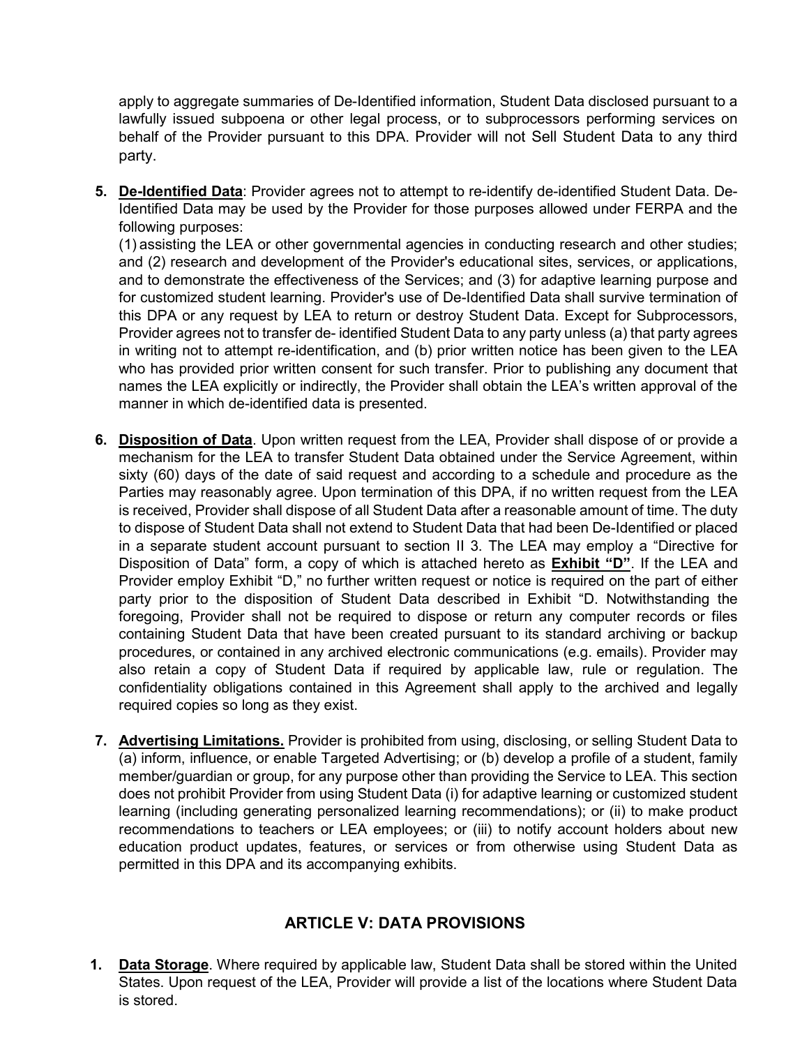apply to aggregate summaries of De-Identified information, Student Data disclosed pursuant to a lawfully issued subpoena or other legal process, or to subprocessors performing services on behalf of the Provider pursuant to this DPA. Provider will not Sell Student Data to any third party.

5. **De-Identified Data**: Provider agrees not to attempt to re-identify de-identified Student Data. De-Identified Data may be used by the Provider for those purposes allowed under FERPA and the following purposes:
(1) assisting the LEA or other governmental agencies in conducting research and other studies; and (2) research and development of the Provider's educational sites, services, or applications, and to demonstrate the effectiveness of the Services; and (3) for adaptive learning purpose and for customized student learning. Provider's use of De-Identified Data shall survive termination of this DPA or any request by LEA to return or destroy Student Data. Except for Subprocessors, Provider agrees not to transfer de- identified Student Data to any party unless (a) that party agrees in writing not to attempt re-identification, and (b) prior written notice has been given to the LEA who has provided prior written consent for such transfer. Prior to publishing any document that names the LEA explicitly or indirectly, the Provider shall obtain the LEA's written approval of the manner in which de-identified data is presented.

6. **Disposition of Data**. Upon written request from the LEA, Provider shall dispose of or provide a mechanism for the LEA to transfer Student Data obtained under the Service Agreement, within sixty (60) days of the date of said request and according to a schedule and procedure as the Parties may reasonably agree. Upon termination of this DPA, if no written request from the LEA is received, Provider shall dispose of all Student Data after a reasonable amount of time. The duty to dispose of Student Data shall not extend to Student Data that had been De-Identified or placed in a separate student account pursuant to section II 3. The LEA may employ a "Directive for Disposition of Data" form, a copy of which is attached hereto as **Exhibit "D"**. If the LEA and Provider employ Exhibit "D," no further written request or notice is required on the part of either party prior to the disposition of Student Data described in Exhibit "D. Notwithstanding the foregoing, Provider shall not be required to dispose or return any computer records or files containing Student Data that have been created pursuant to its standard archiving or backup procedures, or contained in any archived electronic communications (e.g. emails). Provider may also retain a copy of Student Data if required by applicable law, rule or regulation. The confidentiality obligations contained in this Agreement shall apply to the archived and legally required copies so long as they exist.

7. **Advertising Limitations.** Provider is prohibited from using, disclosing, or selling Student Data to (a) inform, influence, or enable Targeted Advertising; or (b) develop a profile of a student, family member/guardian or group, for any purpose other than providing the Service to LEA. This section does not prohibit Provider from using Student Data (i) for adaptive learning or customized student learning (including generating personalized learning recommendations); or (ii) to make product recommendations to teachers or LEA employees; or (iii) to notify account holders about new education product updates, features, or services or from otherwise using Student Data as permitted in this DPA and its accompanying exhibits.

## ARTICLE V: DATA PROVISIONS

1. **Data Storage**. Where required by applicable law, Student Data shall be stored within the United States. Upon request of the LEA, Provider will provide a list of the locations where Student Data is stored.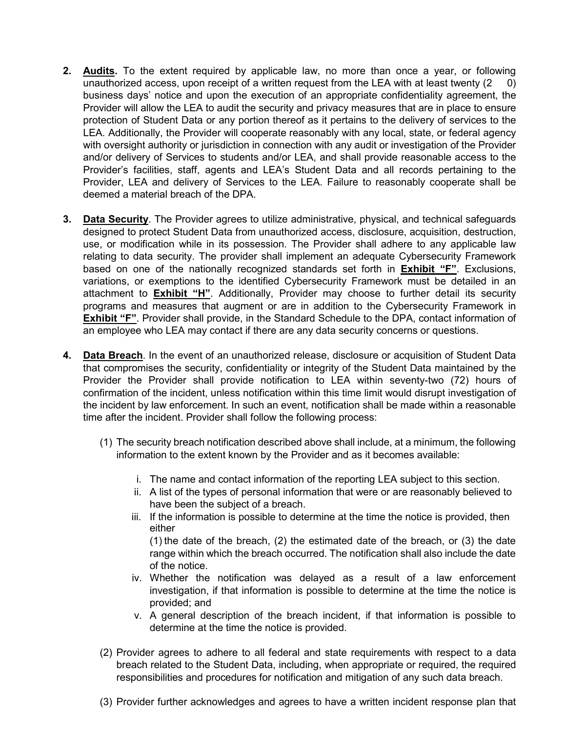2. **Audits.** To the extent required by applicable law, no more than once a year, or following unauthorized access, upon receipt of a written request from the LEA with at least twenty (20) business days' notice and upon the execution of an appropriate confidentiality agreement, the Provider will allow the LEA to audit the security and privacy measures that are in place to ensure protection of Student Data or any portion thereof as it pertains to the delivery of services to the LEA. Additionally, the Provider will cooperate reasonably with any local, state, or federal agency with oversight authority or jurisdiction in connection with any audit or investigation of the Provider and/or delivery of Services to students and/or LEA, and shall provide reasonable access to the Provider's facilities, staff, agents and LEA's Student Data and all records pertaining to the Provider, LEA and delivery of Services to the LEA. Failure to reasonably cooperate shall be deemed a material breach of the DPA.

3. **Data Security**. The Provider agrees to utilize administrative, physical, and technical safeguards designed to protect Student Data from unauthorized access, disclosure, acquisition, destruction, use, or modification while in its possession. The Provider shall adhere to any applicable law relating to data security. The provider shall implement an adequate Cybersecurity Framework based on one of the nationally recognized standards set forth in **Exhibit "F"**. Exclusions, variations, or exemptions to the identified Cybersecurity Framework must be detailed in an attachment to **Exhibit "H"**. Additionally, Provider may choose to further detail its security programs and measures that augment or are in addition to the Cybersecurity Framework in **Exhibit "F"**. Provider shall provide, in the Standard Schedule to the DPA, contact information of an employee who LEA may contact if there are any data security concerns or questions.

4. **Data Breach**. In the event of an unauthorized release, disclosure or acquisition of Student Data that compromises the security, confidentiality or integrity of the Student Data maintained by the Provider the Provider shall provide notification to LEA within seventy-two (72) hours of confirmation of the incident, unless notification within this time limit would disrupt investigation of the incident by law enforcement. In such an event, notification shall be made within a reasonable time after the incident. Provider shall follow the following process:

   (1) The security breach notification described above shall include, at a minimum, the following information to the extent known by the Provider and as it becomes available:

      i. The name and contact information of the reporting LEA subject to this section.
      ii. A list of the types of personal information that were or are reasonably believed to have been the subject of a breach.
      iii. If the information is possible to determine at the time the notice is provided, then either
      (1) the date of the breach, (2) the estimated date of the breach, or (3) the date range within which the breach occurred. The notification shall also include the date of the notice.
      iv. Whether the notification was delayed as a result of a law enforcement investigation, if that information is possible to determine at the time the notice is provided; and
      v. A general description of the breach incident, if that information is possible to determine at the time the notice is provided.

   (2) Provider agrees to adhere to all federal and state requirements with respect to a data breach related to the Student Data, including, when appropriate or required, the required responsibilities and procedures for notification and mitigation of any such data breach.

   (3) Provider further acknowledges and agrees to have a written incident response plan that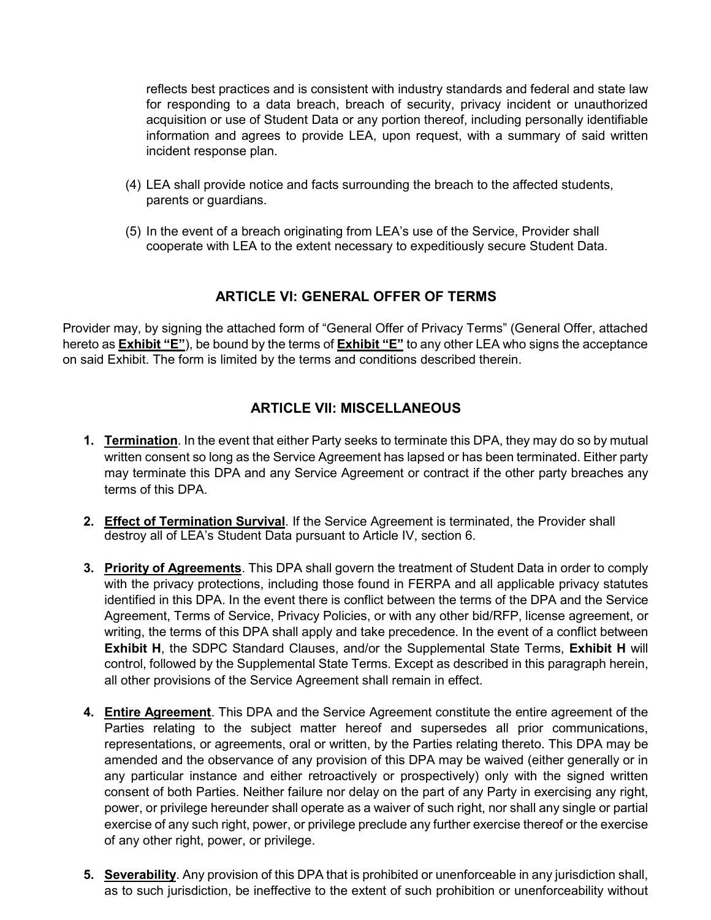reflects best practices and is consistent with industry standards and federal and state law for responding to a data breach, breach of security, privacy incident or unauthorized acquisition or use of Student Data or any portion thereof, including personally identifiable information and agrees to provide LEA, upon request, with a summary of said written incident response plan.

(4) LEA shall provide notice and facts surrounding the breach to the affected students, parents or guardians.

(5) In the event of a breach originating from LEA's use of the Service, Provider shall cooperate with LEA to the extent necessary to expeditiously secure Student Data.

## ARTICLE VI: GENERAL OFFER OF TERMS

Provider may, by signing the attached form of "General Offer of Privacy Terms" (General Offer, attached hereto as **Exhibit "E"**), be bound by the terms of **Exhibit "E"** to any other LEA who signs the acceptance on said Exhibit. The form is limited by the terms and conditions described therein.

## ARTICLE VII: MISCELLANEOUS

1. **Termination**. In the event that either Party seeks to terminate this DPA, they may do so by mutual written consent so long as the Service Agreement has lapsed or has been terminated. Either party may terminate this DPA and any Service Agreement or contract if the other party breaches any terms of this DPA.

2. **Effect of Termination Survival**. If the Service Agreement is terminated, the Provider shall destroy all of LEA's Student Data pursuant to Article IV, section 6.

3. **Priority of Agreements**. This DPA shall govern the treatment of Student Data in order to comply with the privacy protections, including those found in FERPA and all applicable privacy statutes identified in this DPA. In the event there is conflict between the terms of the DPA and the Service Agreement, Terms of Service, Privacy Policies, or with any other bid/RFP, license agreement, or writing, the terms of this DPA shall apply and take precedence. In the event of a conflict between **Exhibit H**, the SDPC Standard Clauses, and/or the Supplemental State Terms, **Exhibit H** will control, followed by the Supplemental State Terms. Except as described in this paragraph herein, all other provisions of the Service Agreement shall remain in effect.

4. **Entire Agreement**. This DPA and the Service Agreement constitute the entire agreement of the Parties relating to the subject matter hereof and supersedes all prior communications, representations, or agreements, oral or written, by the Parties relating thereto. This DPA may be amended and the observance of any provision of this DPA may be waived (either generally or in any particular instance and either retroactively or prospectively) only with the signed written consent of both Parties. Neither failure nor delay on the part of any Party in exercising any right, power, or privilege hereunder shall operate as a waiver of such right, nor shall any single or partial exercise of any such right, power, or privilege preclude any further exercise thereof or the exercise of any other right, power, or privilege.

5. **Severability**. Any provision of this DPA that is prohibited or unenforceable in any jurisdiction shall, as to such jurisdiction, be ineffective to the extent of such prohibition or unenforceability without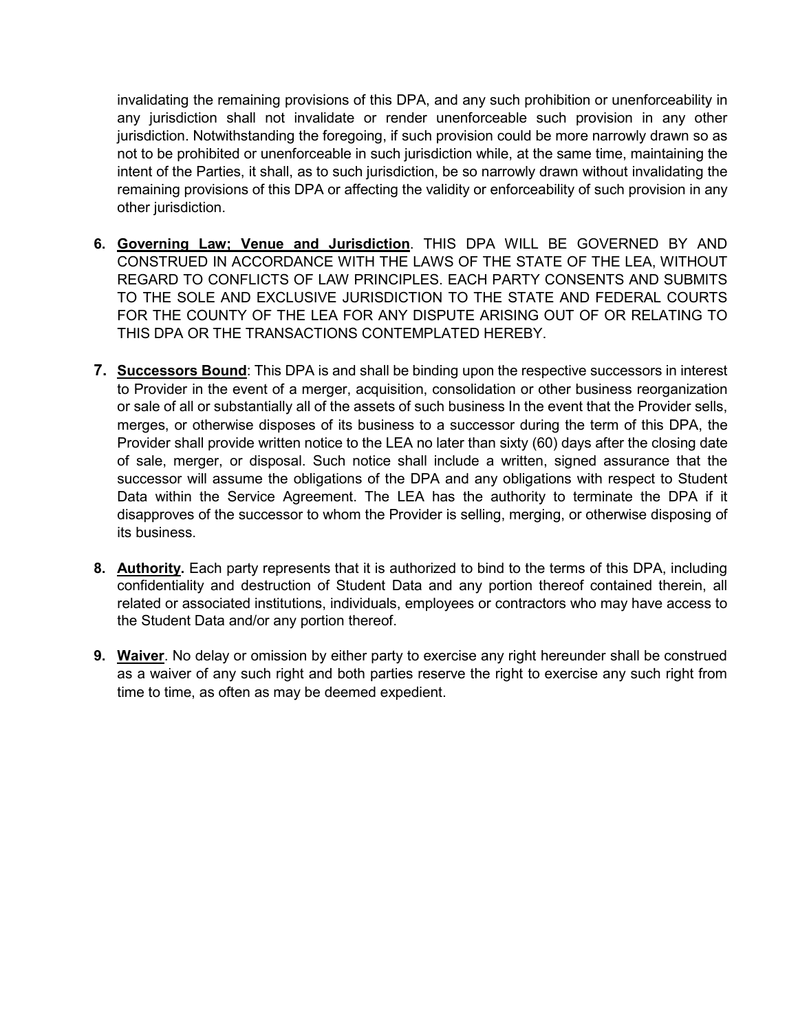invalidating the remaining provisions of this DPA, and any such prohibition or unenforceability in any jurisdiction shall not invalidate or render unenforceable such provision in any other jurisdiction. Notwithstanding the foregoing, if such provision could be more narrowly drawn so as not to be prohibited or unenforceable in such jurisdiction while, at the same time, maintaining the intent of the Parties, it shall, as to such jurisdiction, be so narrowly drawn without invalidating the remaining provisions of this DPA or affecting the validity or enforceability of such provision in any other jurisdiction.

6. **Governing Law; Venue and Jurisdiction**. THIS DPA WILL BE GOVERNED BY AND CONSTRUED IN ACCORDANCE WITH THE LAWS OF THE STATE OF THE LEA, WITHOUT REGARD TO CONFLICTS OF LAW PRINCIPLES. EACH PARTY CONSENTS AND SUBMITS TO THE SOLE AND EXCLUSIVE JURISDICTION TO THE STATE AND FEDERAL COURTS FOR THE COUNTY OF THE LEA FOR ANY DISPUTE ARISING OUT OF OR RELATING TO THIS DPA OR THE TRANSACTIONS CONTEMPLATED HEREBY.

7. **Successors Bound**: This DPA is and shall be binding upon the respective successors in interest to Provider in the event of a merger, acquisition, consolidation or other business reorganization or sale of all or substantially all of the assets of such business In the event that the Provider sells, merges, or otherwise disposes of its business to a successor during the term of this DPA, the Provider shall provide written notice to the LEA no later than sixty (60) days after the closing date of sale, merger, or disposal. Such notice shall include a written, signed assurance that the successor will assume the obligations of the DPA and any obligations with respect to Student Data within the Service Agreement. The LEA has the authority to terminate the DPA if it disapproves of the successor to whom the Provider is selling, merging, or otherwise disposing of its business.

8. **Authority.** Each party represents that it is authorized to bind to the terms of this DPA, including confidentiality and destruction of Student Data and any portion thereof contained therein, all related or associated institutions, individuals, employees or contractors who may have access to the Student Data and/or any portion thereof.

9. **Waiver**. No delay or omission by either party to exercise any right hereunder shall be construed as a waiver of any such right and both parties reserve the right to exercise any such right from time to time, as often as may be deemed expedient.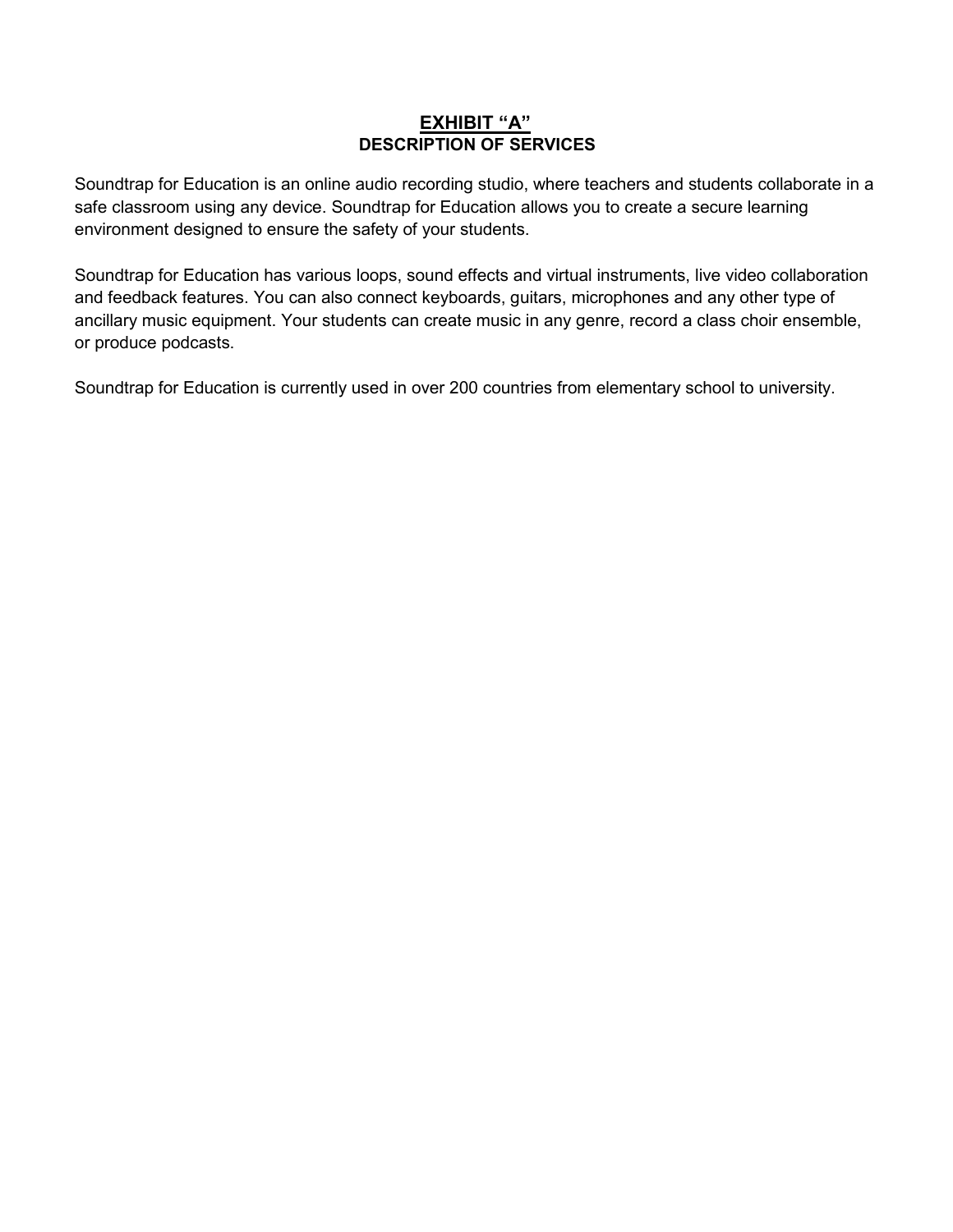## EXHIBIT "A"

### DESCRIPTION OF SERVICES

Soundtrap for Education is an online audio recording studio, where teachers and students collaborate in a safe classroom using any device. Soundtrap for Education allows you to create a secure learning environment designed to ensure the safety of your students.

Soundtrap for Education has various loops, sound effects and virtual instruments, live video collaboration and feedback features. You can also connect keyboards, guitars, microphones and any other type of ancillary music equipment. Your students can create music in any genre, record a class choir ensemble, or produce podcasts.

Soundtrap for Education is currently used in over 200 countries from elementary school to university.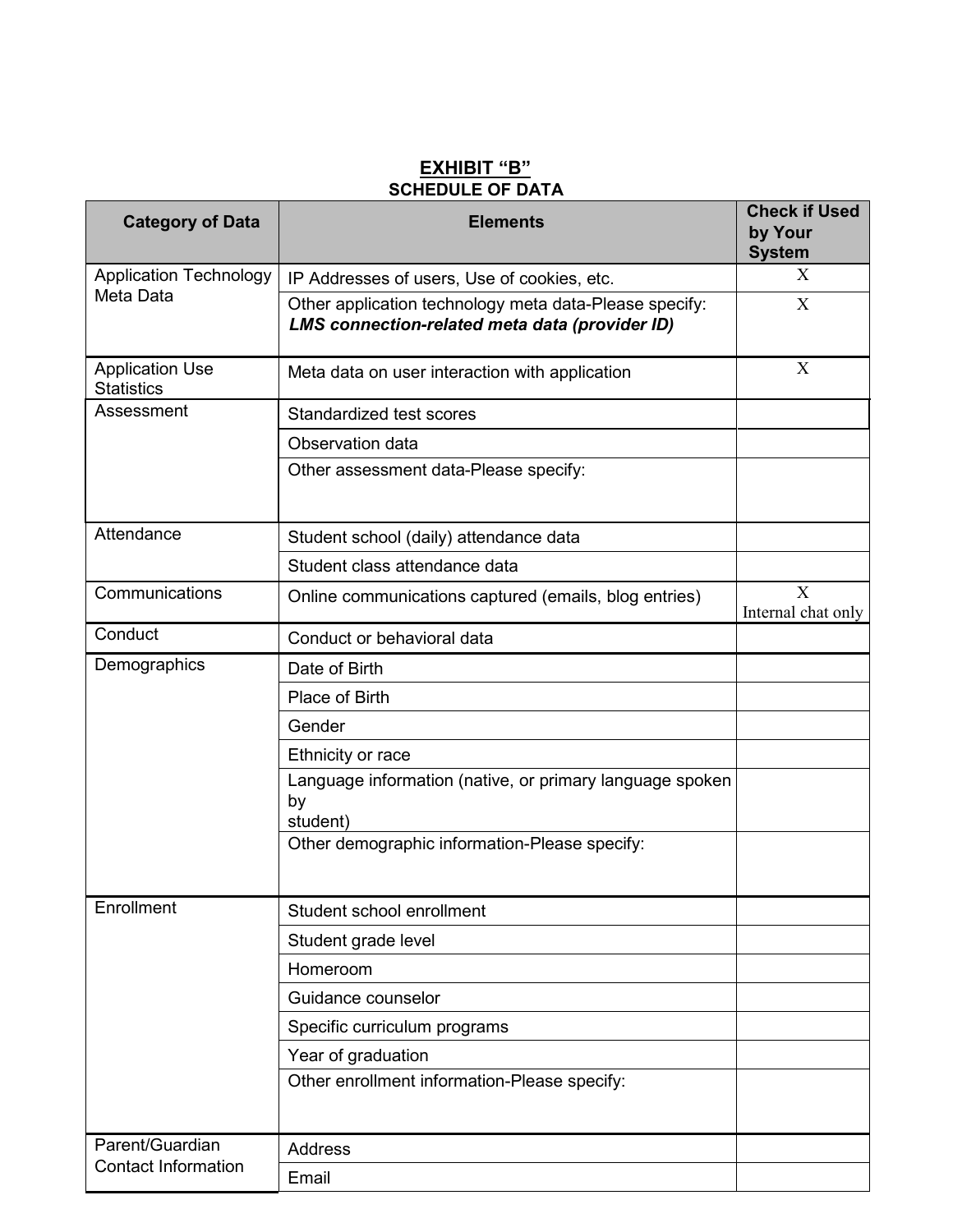**EXHIBIT "B"**

**SCHEDULE OF DATA**

| Category of Data | Elements | Check if Used by Your System |
|---|---|---|
| Application Technology Meta Data | IP Addresses of users, Use of cookies, etc. | X |
| | Other application technology meta data-Please specify: ***LMS connection-related meta data (provider ID)*** | X |
| Application Use Statistics | Meta data on user interaction with application | X |
| Assessment | Standardized test scores | |
| | Observation data | |
| | Other assessment data-Please specify: | |
| Attendance | Student school (daily) attendance data | |
| | Student class attendance data | |
| Communications | Online communications captured (emails, blog entries) | X Internal chat only |
| Conduct | Conduct or behavioral data | |
| Demographics | Date of Birth | |
| | Place of Birth | |
| | Gender | |
| | Ethnicity or race | |
| | Language information (native, or primary language spoken by student) | |
| | Other demographic information-Please specify: | |
| Enrollment | Student school enrollment | |
| | Student grade level | |
| | Homeroom | |
| | Guidance counselor | |
| | Specific curriculum programs | |
| | Year of graduation | |
| | Other enrollment information-Please specify: | |
| Parent/Guardian Contact Information | Address | |
| | Email | |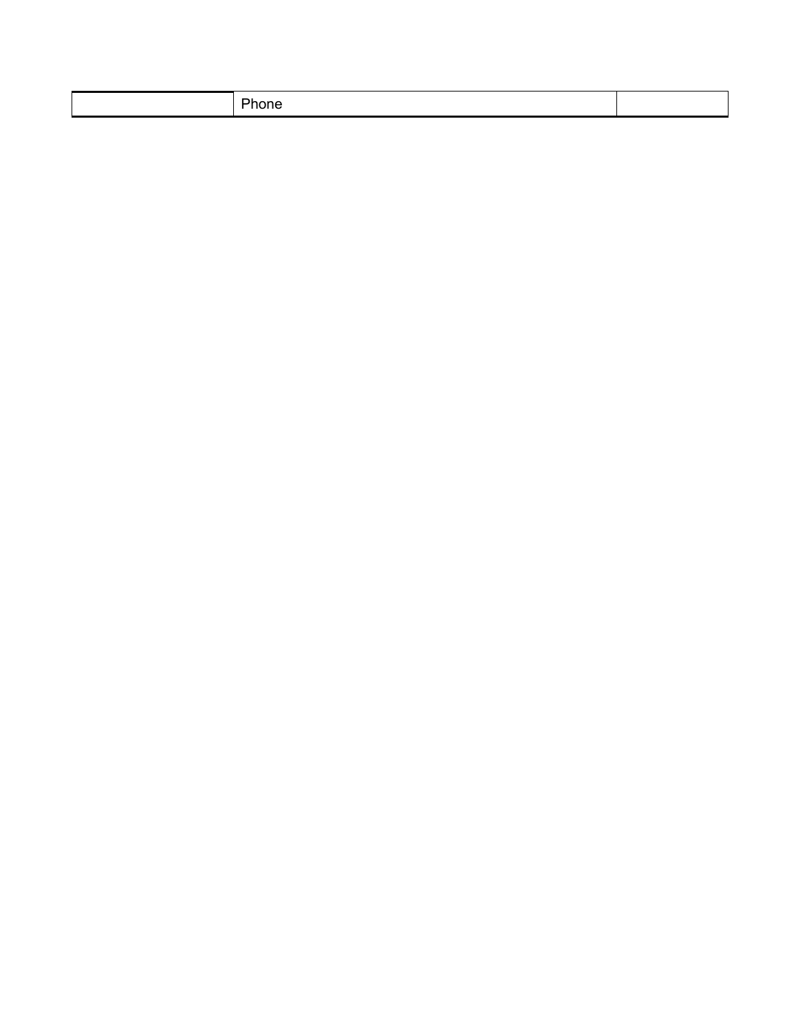|  | Phone |  |
|---|---|---|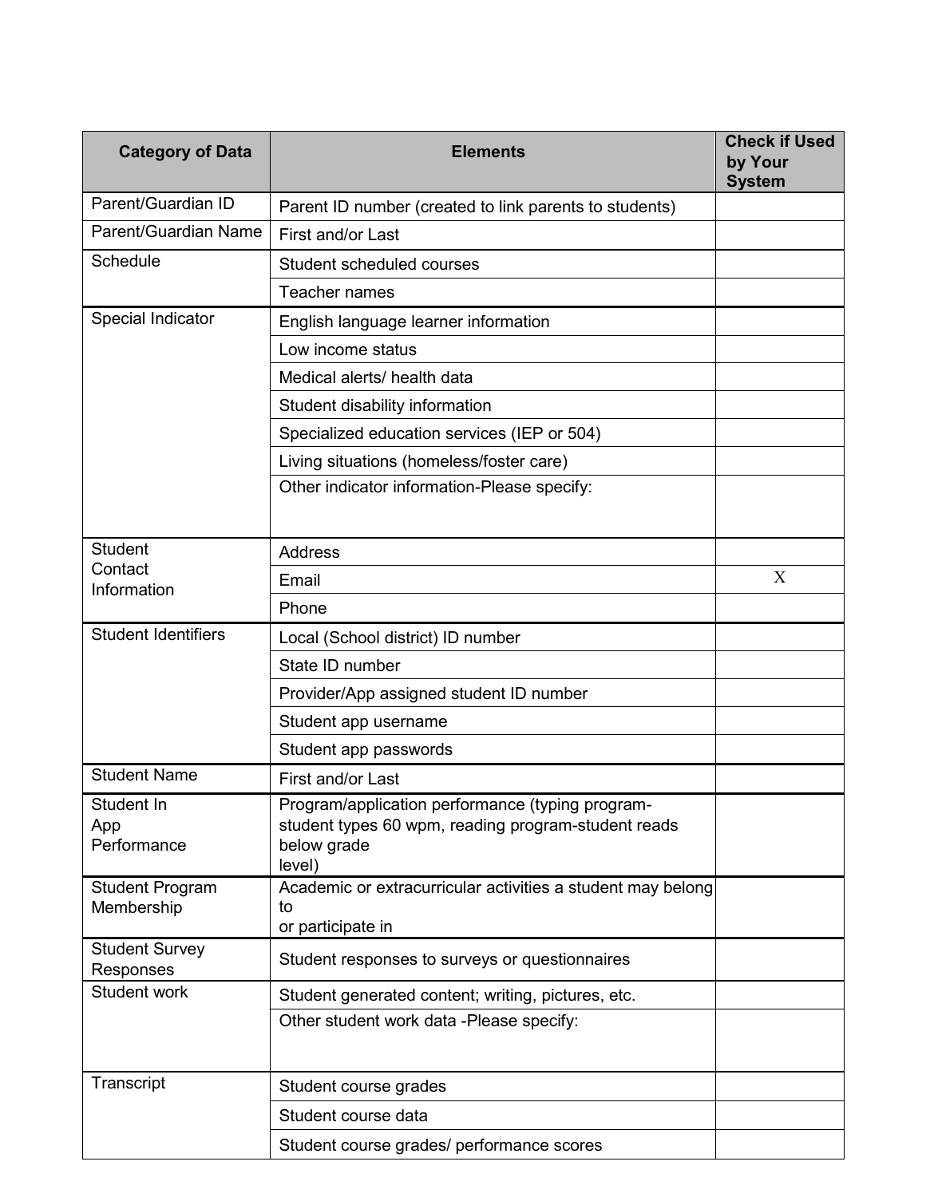| Category of Data | Elements | Check if Used by Your System |
|---|---|---|
| Parent/Guardian ID | Parent ID number (created to link parents to students) | |
| Parent/Guardian Name | First and/or Last | |
| Schedule | Student scheduled courses | |
| | Teacher names | |
| Special Indicator | English language learner information | |
| | Low income status | |
| | Medical alerts/ health data | |
| | Student disability information | |
| | Specialized education services (IEP or 504) | |
| | Living situations (homeless/foster care) | |
| | Other indicator information-Please specify: | |
| Student Contact Information | Address | |
| | Email | X |
| | Phone | |
| Student Identifiers | Local (School district) ID number | |
| | State ID number | |
| | Provider/App assigned student ID number | |
| | Student app username | |
| | Student app passwords | |
| Student Name | First and/or Last | |
| Student In App Performance | Program/application performance (typing program-student types 60 wpm, reading program-student reads below grade level) | |
| Student Program Membership | Academic or extracurricular activities a student may belong to or participate in | |
| Student Survey Responses | Student responses to surveys or questionnaires | |
| Student work | Student generated content; writing, pictures, etc. | |
| | Other student work data -Please specify: | |
| Transcript | Student course grades | |
| | Student course data | |
| | Student course grades/ performance scores | |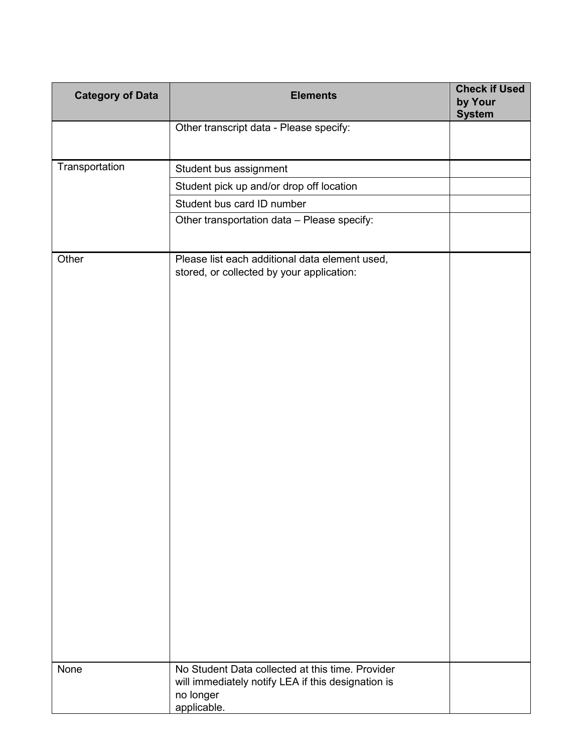| Category of Data | Elements | Check if Used by Your System |
| --- | --- | --- |
| | Other transcript data - Please specify: | |
| Transportation | Student bus assignment | |
| | Student pick up and/or drop off location | |
| | Student bus card ID number | |
| | Other transportation data – Please specify: | |
| Other | Please list each additional data element used, stored, or collected by your application: | |
| None | No Student Data collected at this time. Provider will immediately notify LEA if this designation is no longer applicable. | |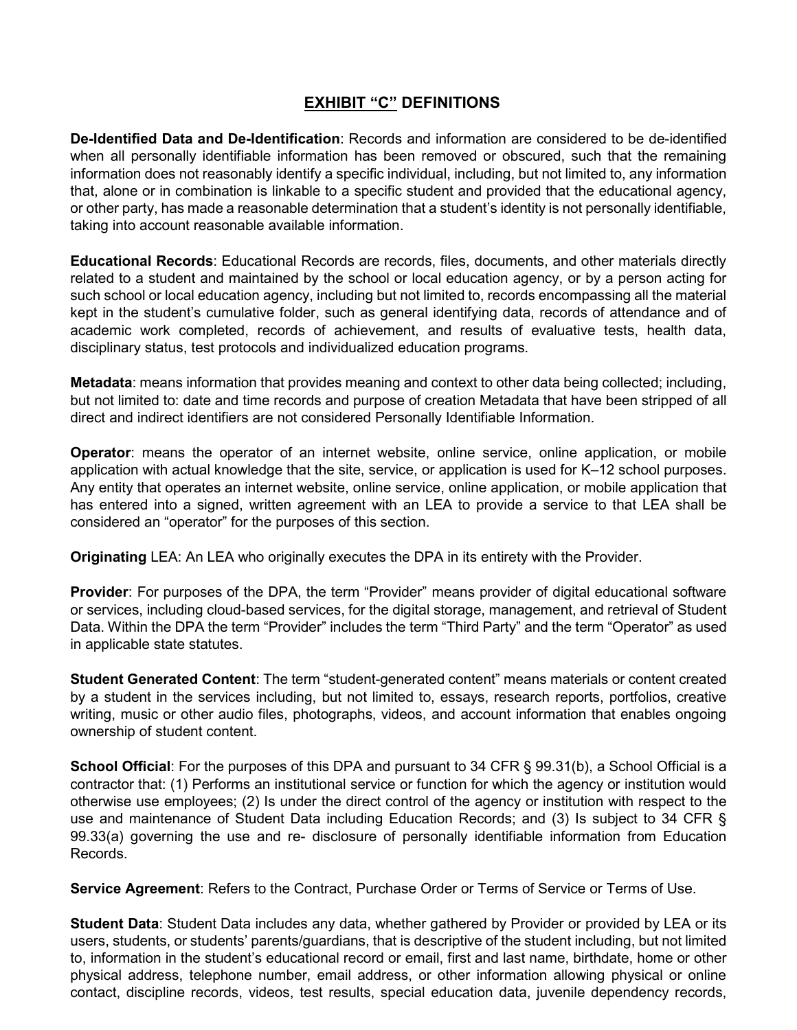## EXHIBIT "C" DEFINITIONS

**De-Identified Data and De-Identification**: Records and information are considered to be de-identified when all personally identifiable information has been removed or obscured, such that the remaining information does not reasonably identify a specific individual, including, but not limited to, any information that, alone or in combination is linkable to a specific student and provided that the educational agency, or other party, has made a reasonable determination that a student's identity is not personally identifiable, taking into account reasonable available information.

**Educational Records**: Educational Records are records, files, documents, and other materials directly related to a student and maintained by the school or local education agency, or by a person acting for such school or local education agency, including but not limited to, records encompassing all the material kept in the student's cumulative folder, such as general identifying data, records of attendance and of academic work completed, records of achievement, and results of evaluative tests, health data, disciplinary status, test protocols and individualized education programs.

**Metadata**: means information that provides meaning and context to other data being collected; including, but not limited to: date and time records and purpose of creation Metadata that have been stripped of all direct and indirect identifiers are not considered Personally Identifiable Information.

**Operator**: means the operator of an internet website, online service, online application, or mobile application with actual knowledge that the site, service, or application is used for K–12 school purposes. Any entity that operates an internet website, online service, online application, or mobile application that has entered into a signed, written agreement with an LEA to provide a service to that LEA shall be considered an "operator" for the purposes of this section.

**Originating** LEA: An LEA who originally executes the DPA in its entirety with the Provider.

**Provider**: For purposes of the DPA, the term "Provider" means provider of digital educational software or services, including cloud-based services, for the digital storage, management, and retrieval of Student Data. Within the DPA the term "Provider" includes the term "Third Party" and the term "Operator" as used in applicable state statutes.

**Student Generated Content**: The term "student-generated content" means materials or content created by a student in the services including, but not limited to, essays, research reports, portfolios, creative writing, music or other audio files, photographs, videos, and account information that enables ongoing ownership of student content.

**School Official**: For the purposes of this DPA and pursuant to 34 CFR § 99.31(b), a School Official is a contractor that: (1) Performs an institutional service or function for which the agency or institution would otherwise use employees; (2) Is under the direct control of the agency or institution with respect to the use and maintenance of Student Data including Education Records; and (3) Is subject to 34 CFR § 99.33(a) governing the use and re- disclosure of personally identifiable information from Education Records.

**Service Agreement**: Refers to the Contract, Purchase Order or Terms of Service or Terms of Use.

**Student Data**: Student Data includes any data, whether gathered by Provider or provided by LEA or its users, students, or students' parents/guardians, that is descriptive of the student including, but not limited to, information in the student's educational record or email, first and last name, birthdate, home or other physical address, telephone number, email address, or other information allowing physical or online contact, discipline records, videos, test results, special education data, juvenile dependency records,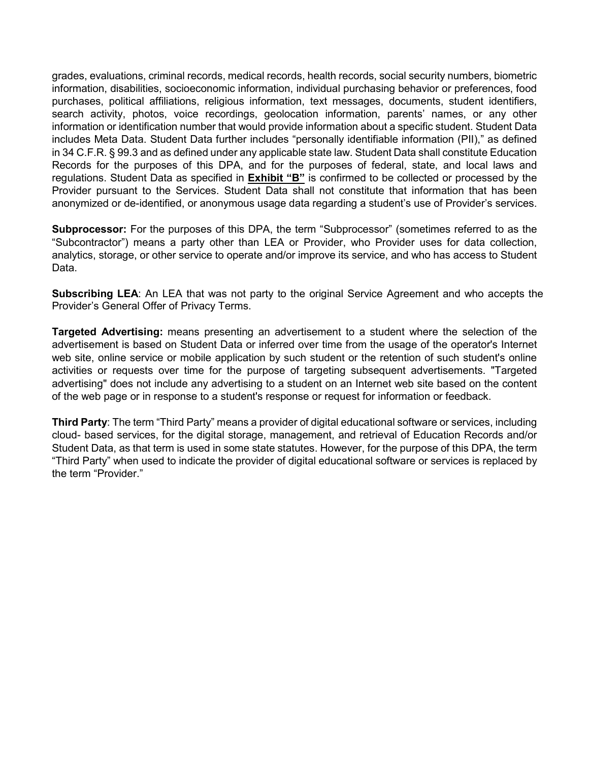grades, evaluations, criminal records, medical records, health records, social security numbers, biometric information, disabilities, socioeconomic information, individual purchasing behavior or preferences, food purchases, political affiliations, religious information, text messages, documents, student identifiers, search activity, photos, voice recordings, geolocation information, parents' names, or any other information or identification number that would provide information about a specific student. Student Data includes Meta Data. Student Data further includes "personally identifiable information (PII)," as defined in 34 C.F.R. § 99.3 and as defined under any applicable state law. Student Data shall constitute Education Records for the purposes of this DPA, and for the purposes of federal, state, and local laws and regulations. Student Data as specified in **Exhibit "B"** is confirmed to be collected or processed by the Provider pursuant to the Services. Student Data shall not constitute that information that has been anonymized or de-identified, or anonymous usage data regarding a student's use of Provider's services.

**Subprocessor:** For the purposes of this DPA, the term "Subprocessor" (sometimes referred to as the "Subcontractor") means a party other than LEA or Provider, who Provider uses for data collection, analytics, storage, or other service to operate and/or improve its service, and who has access to Student Data.

**Subscribing LEA**: An LEA that was not party to the original Service Agreement and who accepts the Provider's General Offer of Privacy Terms.

**Targeted Advertising:** means presenting an advertisement to a student where the selection of the advertisement is based on Student Data or inferred over time from the usage of the operator's Internet web site, online service or mobile application by such student or the retention of such student's online activities or requests over time for the purpose of targeting subsequent advertisements. "Targeted advertising" does not include any advertising to a student on an Internet web site based on the content of the web page or in response to a student's response or request for information or feedback.

**Third Party**: The term "Third Party" means a provider of digital educational software or services, including cloud- based services, for the digital storage, management, and retrieval of Education Records and/or Student Data, as that term is used in some state statutes. However, for the purpose of this DPA, the term "Third Party" when used to indicate the provider of digital educational software or services is replaced by the term "Provider."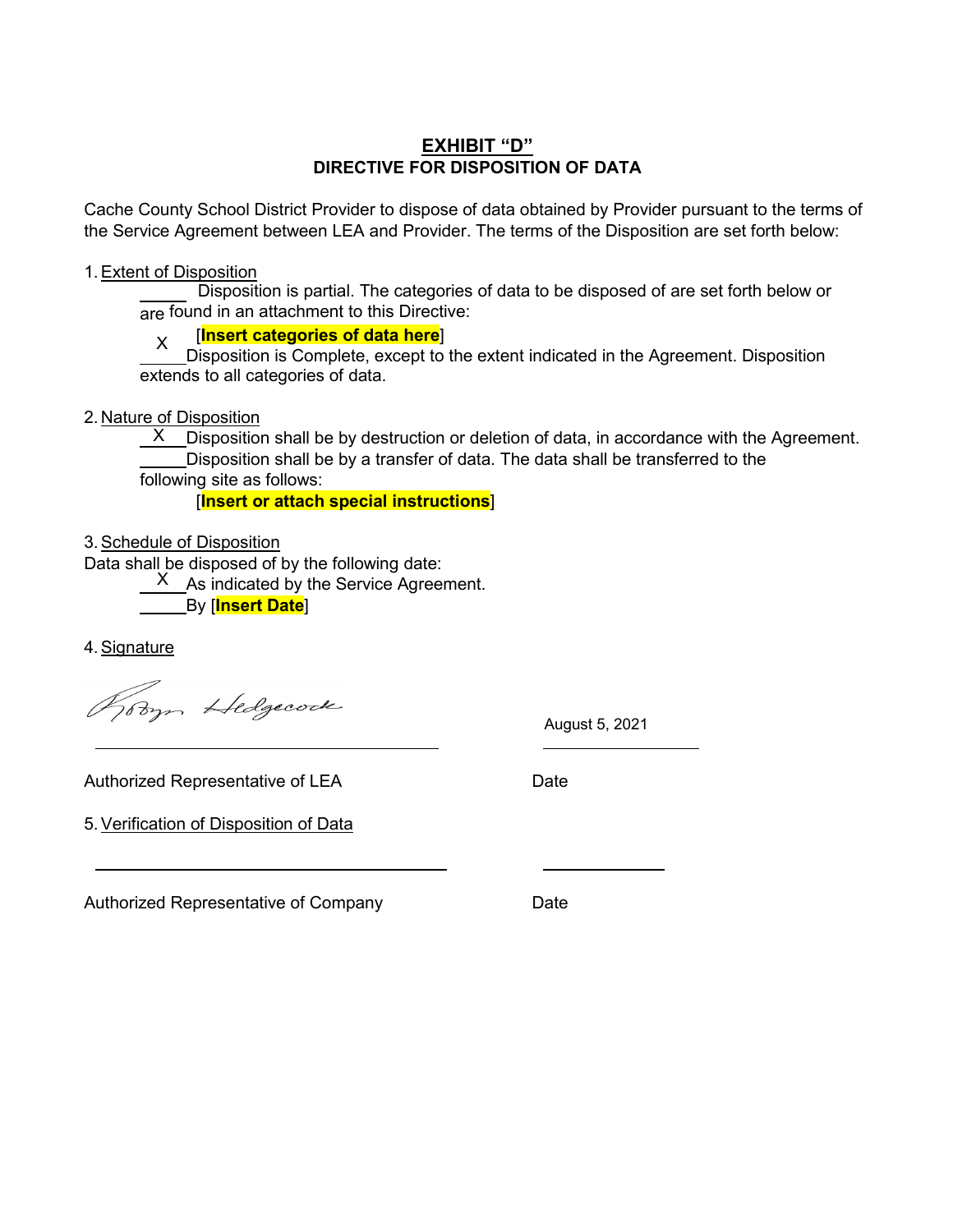# EXHIBIT "D"

## DIRECTIVE FOR DISPOSITION OF DATA

Cache County School District Provider to dispose of data obtained by Provider pursuant to the terms of the Service Agreement between LEA and Provider. The terms of the Disposition are set forth below:

1. Extent of Disposition

   _____ Disposition is partial. The categories of data to be disposed of are set forth below or are found in an attachment to this Directive:

   [**Insert categories of data here**]

   \_\_X\_\_ Disposition is Complete, except to the extent indicated in the Agreement. Disposition extends to all categories of data.

2. Nature of Disposition

   \_\_X\_\_ Disposition shall be by destruction or deletion of data, in accordance with the Agreement.

   _____ Disposition shall be by a transfer of data. The data shall be transferred to the following site as follows:

   [**Insert or attach special instructions**]

3. Schedule of Disposition

   Data shall be disposed of by the following date:

   \_\_X\_\_ As indicated by the Service Agreement.

   _____ By [**Insert Date**]

4. Signature

Robyn Hedgecock (signature) August 5, 2021

_______________________________ _______________

Authorized Representative of LEA Date

5. Verification of Disposition of Data

_______________________________ _______________

Authorized Representative of Company Date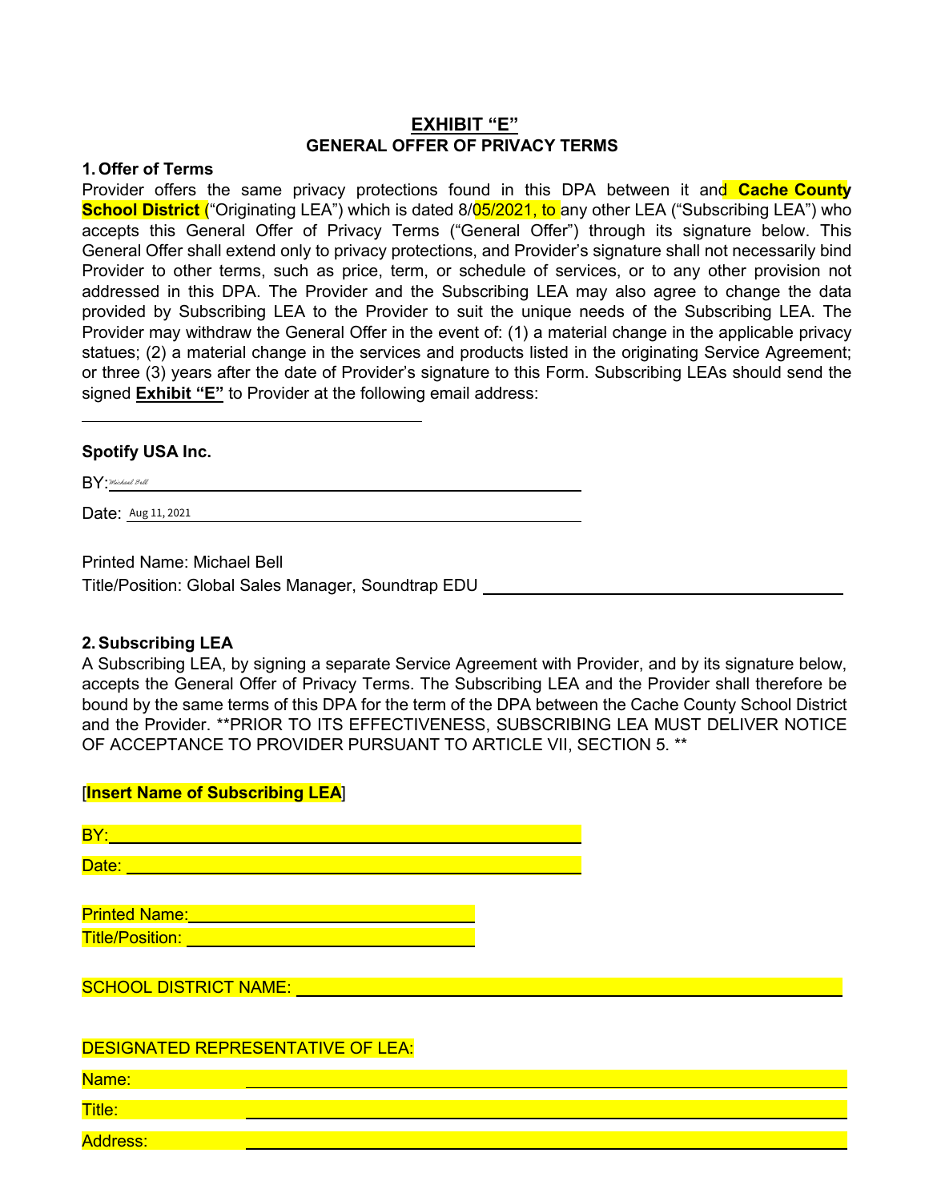# EXHIBIT "E"

## GENERAL OFFER OF PRIVACY TERMS

**1. Offer of Terms**

Provider offers the same privacy protections found in this DPA between it and **Cache County School District** ("Originating LEA") which is dated 8/05/2021, to any other LEA ("Subscribing LEA") who accepts this General Offer of Privacy Terms ("General Offer") through its signature below. This General Offer shall extend only to privacy protections, and Provider's signature shall not necessarily bind Provider to other terms, such as price, term, or schedule of services, or to any other provision not addressed in this DPA. The Provider and the Subscribing LEA may also agree to change the data provided by Subscribing LEA to the Provider to suit the unique needs of the Subscribing LEA. The Provider may withdraw the General Offer in the event of: (1) a material change in the applicable privacy statues; (2) a material change in the services and products listed in the originating Service Agreement; or three (3) years after the date of Provider's signature to this Form. Subscribing LEAs should send the signed **Exhibit "E"** to Provider at the following email address:

______________________________

**Spotify USA Inc.**

BY: *Michael Bell*

Date: Aug 11, 2021

Printed Name: Michael Bell

Title/Position: Global Sales Manager, Soundtrap EDU

**2. Subscribing LEA**

A Subscribing LEA, by signing a separate Service Agreement with Provider, and by its signature below, accepts the General Offer of Privacy Terms. The Subscribing LEA and the Provider shall therefore be bound by the same terms of this DPA for the term of the DPA between the Cache County School District and the Provider. **PRIOR TO ITS EFFECTIVENESS, SUBSCRIBING LEA MUST DELIVER NOTICE OF ACCEPTANCE TO PROVIDER PURSUANT TO ARTICLE VII, SECTION 5. **

[**Insert Name of Subscribing LEA**]

BY: ______________________________

Date: ______________________________

Printed Name: ______________________________

Title/Position: ______________________________

SCHOOL DISTRICT NAME: ______________________________

DESIGNATED REPRESENTATIVE OF LEA:

Name: ______________________________

Title: ______________________________

Address: ______________________________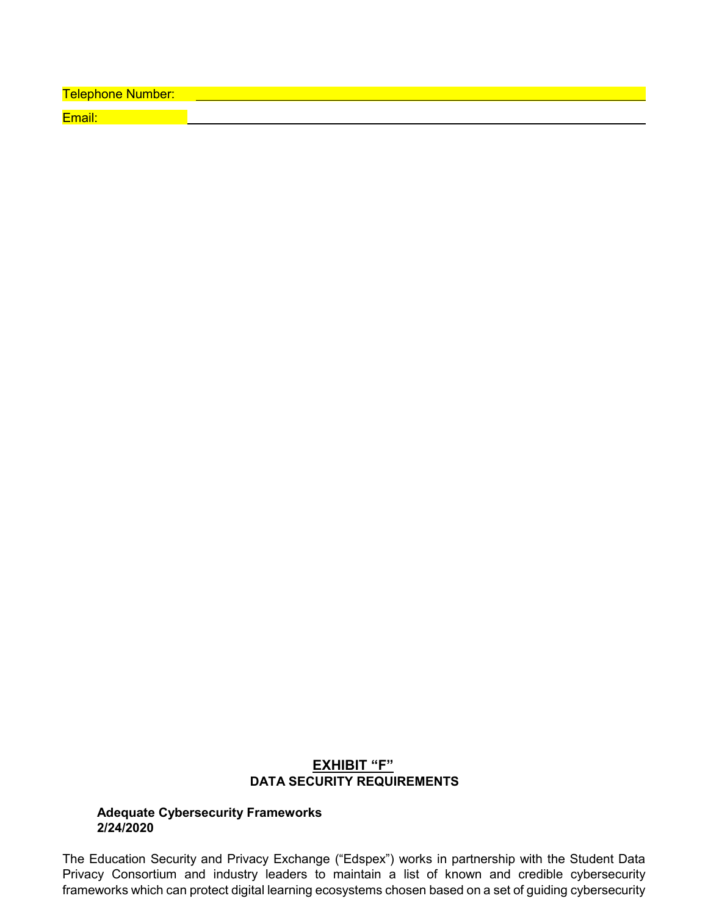Telephone Number: ______________________________________________

Email: ______________________________________________

**EXHIBIT "F"**
**DATA SECURITY REQUIREMENTS**

**Adequate Cybersecurity Frameworks**
**2/24/2020**

The Education Security and Privacy Exchange ("Edspex") works in partnership with the Student Data Privacy Consortium and industry leaders to maintain a list of known and credible cybersecurity frameworks which can protect digital learning ecosystems chosen based on a set of guiding cybersecurity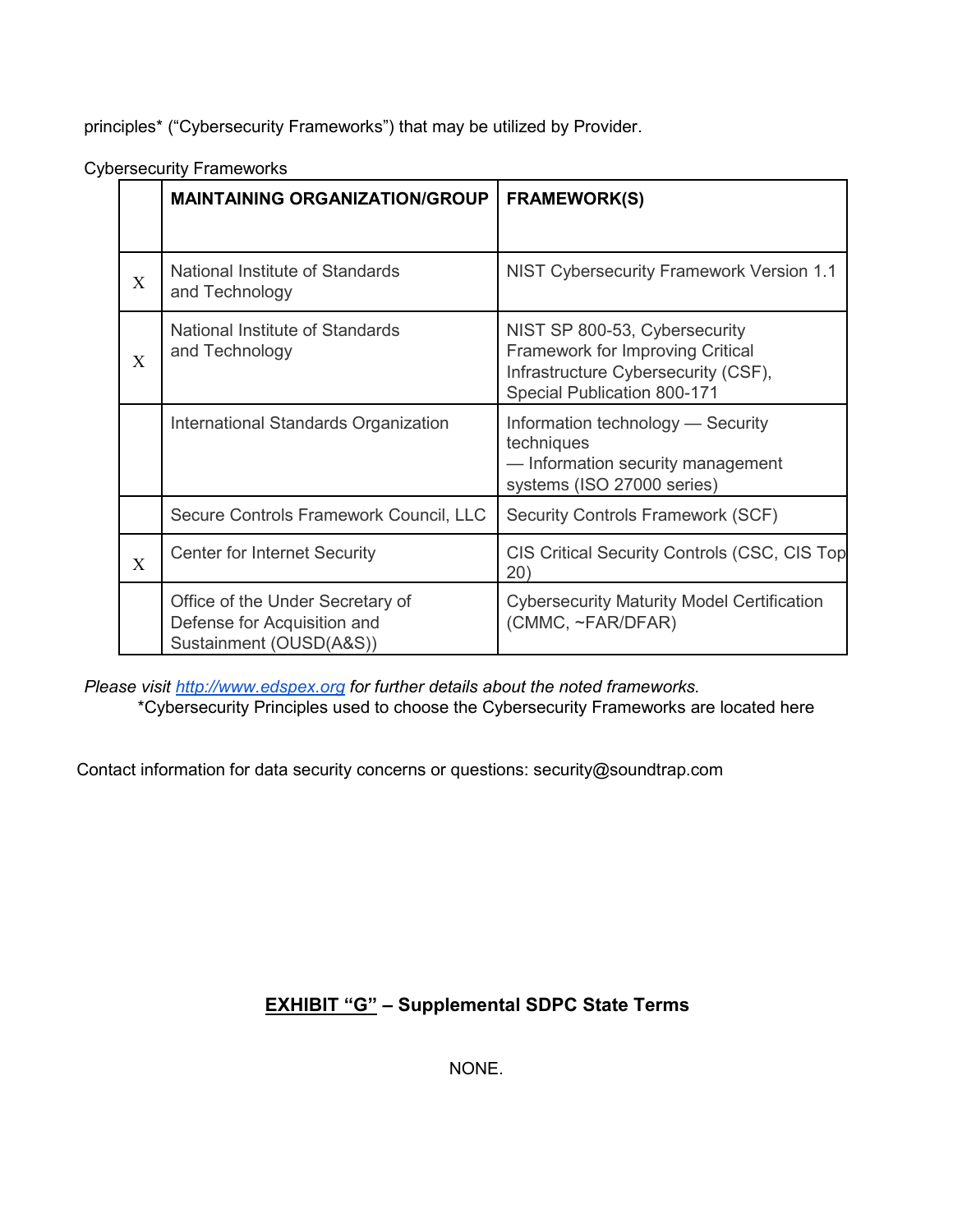principles* (“Cybersecurity Frameworks”) that may be utilized by Provider.

Cybersecurity Frameworks

| | MAINTAINING ORGANIZATION/GROUP | FRAMEWORK(S) |
|---|---|---|
| X | National Institute of Standards and Technology | NIST Cybersecurity Framework Version 1.1 |
| X | National Institute of Standards and Technology | NIST SP 800-53, Cybersecurity Framework for Improving Critical Infrastructure Cybersecurity (CSF), Special Publication 800-171 |
| | International Standards Organization | Information technology — Security techniques — Information security management systems (ISO 27000 series) |
| | Secure Controls Framework Council, LLC | Security Controls Framework (SCF) |
| X | Center for Internet Security | CIS Critical Security Controls (CSC, CIS Top 20) |
| | Office of the Under Secretary of Defense for Acquisition and Sustainment (OUSD(A&S)) | Cybersecurity Maturity Model Certification (CMMC, ~FAR/DFAR) |

*Please visit [http://www.edspex.org](http://www.edspex.org) for further details about the noted frameworks.*

*Cybersecurity Principles used to choose the Cybersecurity Frameworks are located here

Contact information for data security concerns or questions: security@soundtrap.com

## EXHIBIT “G” – Supplemental SDPC State Terms

NONE.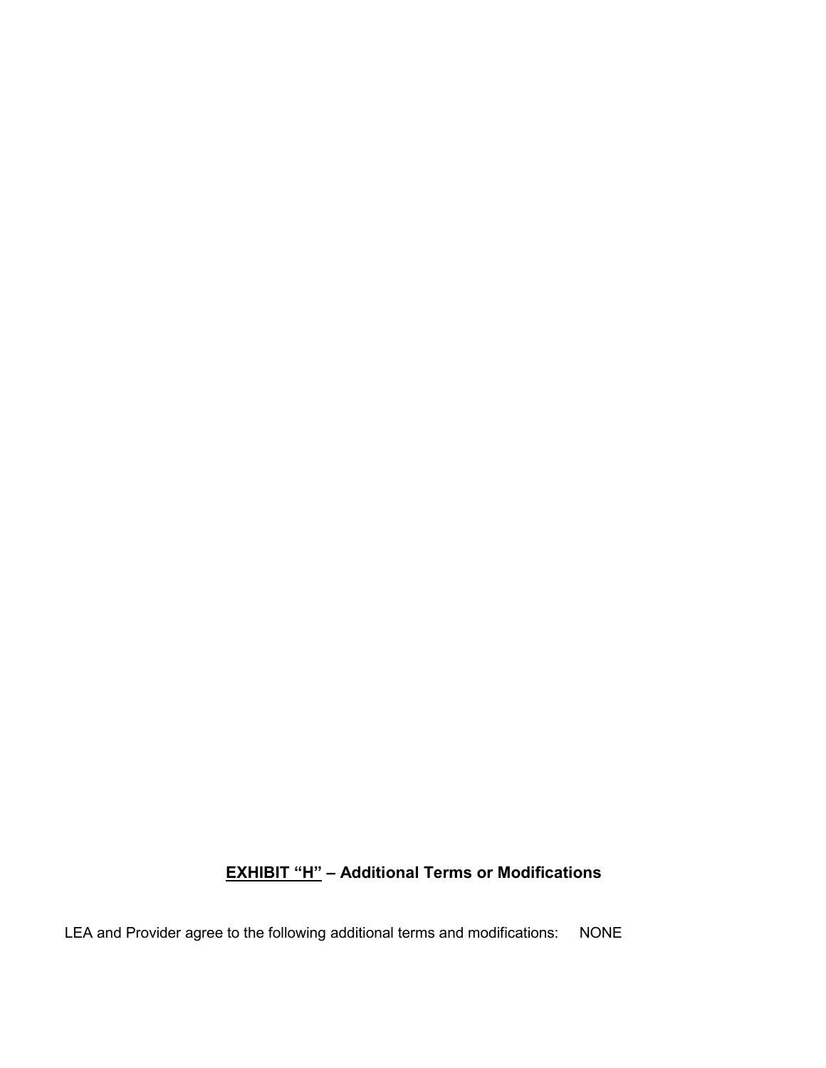## EXHIBIT "H" – Additional Terms or Modifications

LEA and Provider agree to the following additional terms and modifications: NONE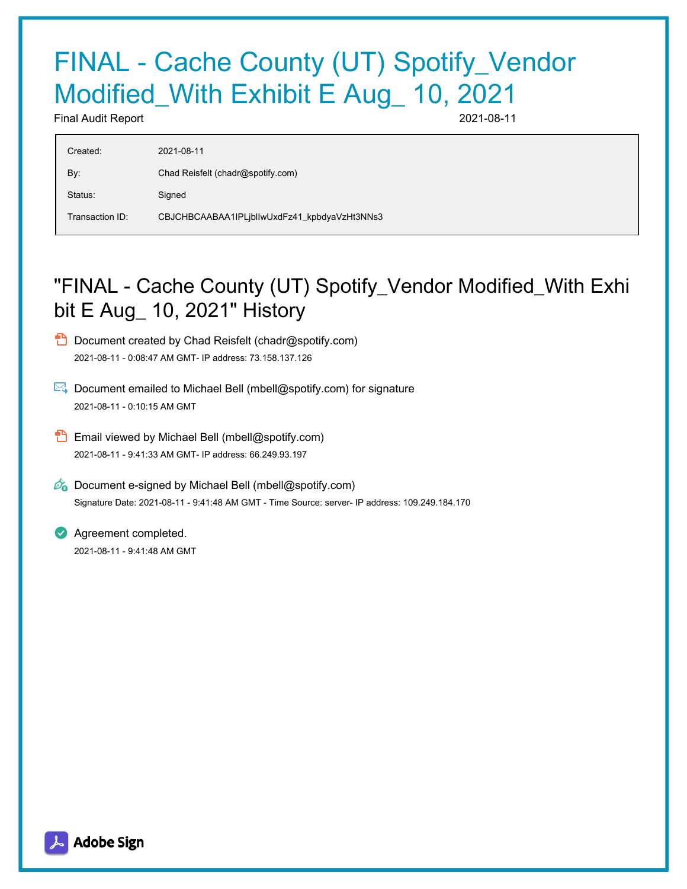# FINAL - Cache County (UT) Spotify_Vendor Modified_With Exhibit E Aug_ 10, 2021

Final Audit Report 2021-08-11

| | |
|---|---|
| Created: | 2021-08-11 |
| By: | Chad Reisfelt (chadr@spotify.com) |
| Status: | Signed |
| Transaction ID: | CBJCHBCAABAA1IPLjblIwUxdFz41_kpbdyaVzHt3NNs3 |

## "FINAL - Cache County (UT) Spotify_Vendor Modified_With Exhibit E Aug_ 10, 2021" History

- Document created by Chad Reisfelt (chadr@spotify.com)
  2021-08-11 - 0:08:47 AM GMT- IP address: 73.158.137.126

- Document emailed to Michael Bell (mbell@spotify.com) for signature
  2021-08-11 - 0:10:15 AM GMT

- Email viewed by Michael Bell (mbell@spotify.com)
  2021-08-11 - 9:41:33 AM GMT- IP address: 66.249.93.197

- Document e-signed by Michael Bell (mbell@spotify.com)
  Signature Date: 2021-08-11 - 9:41:48 AM GMT - Time Source: server- IP address: 109.249.184.170

- Agreement completed.
  2021-08-11 - 9:41:48 AM GMT

Adobe Sign